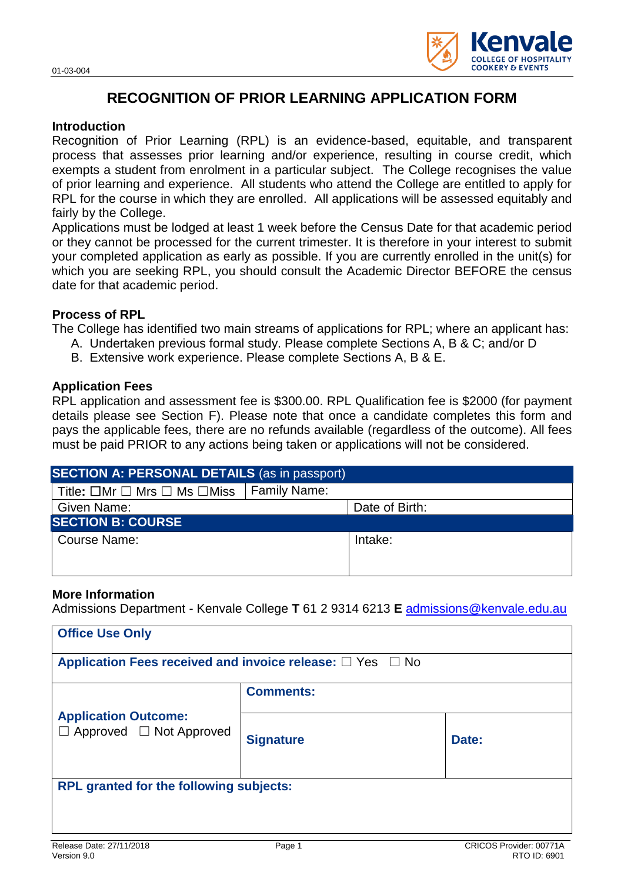01-03-004

# RECOGNITION OF PRIOR LEARNING APPLICATION FORM

### Introduction

Recognition of Prior Learning (RPL) is an evidence-based, equitable, and transparent process that assesses prior learning and/or experience, resulting in course credit, which exempts a student from enrolment in a particular subject. The College recognises the value of prior learning and experience. All students who attend the College are entitled to apply for RPL for the course in which they are enrolled. All applications will be assessed equitably and fairly by the College.

Applications must be lodged at least 1 week before the Census Date for that academic period or they cannot be processed for the current trimester. It is therefore in your interest to submit your completed application as early as possible. If you are currently enrolled in the unit(s) for which you are seeking RPL, you should consult the Academic Director BEFORE the census date for that academic period.

### Process of RPL

The College has identified two main streams of applications for RPL; where an applicant has:

A. Undertaken previous formal study. Please complete Sections A, B & C; and/or D
B. Extensive work experience. Please complete Sections A, B & E.

### Application Fees

RPL application and assessment fee is $300.00. RPL Qualification fee is $2000 (for payment details please see Section F). Please note that once a candidate completes this form and pays the applicable fees, there are no refunds available (regardless of the outcome). All fees must be paid PRIOR to any actions being taken or applications will not be considered.

| **SECTION A: PERSONAL DETAILS** (as in passport) | | |
|---|---|---|
| Title: ☐Mr ☐ Mrs ☐ Ms ☐Miss | Family Name: | |
| Given Name: | | Date of Birth: |
| **SECTION B: COURSE** | | |
| Course Name: | | Intake: |

### More Information

Admissions Department - Kenvale College **T** 61 2 9314 6213 **E** admissions@kenvale.edu.au

| **Office Use Only** | | |
|---|---|---|
| **Application Fees received and invoice release:** ☐ Yes ☐ No | | |
| **Application Outcome:** ☐ Approved ☐ Not Approved | **Comments:** | |
| | **Signature** | **Date:** |
| **RPL granted for the following subjects:** | | |

Release Date: 27/11/2018
Version 9.0

CRICOS Provider: 00771A
RTO ID: 6901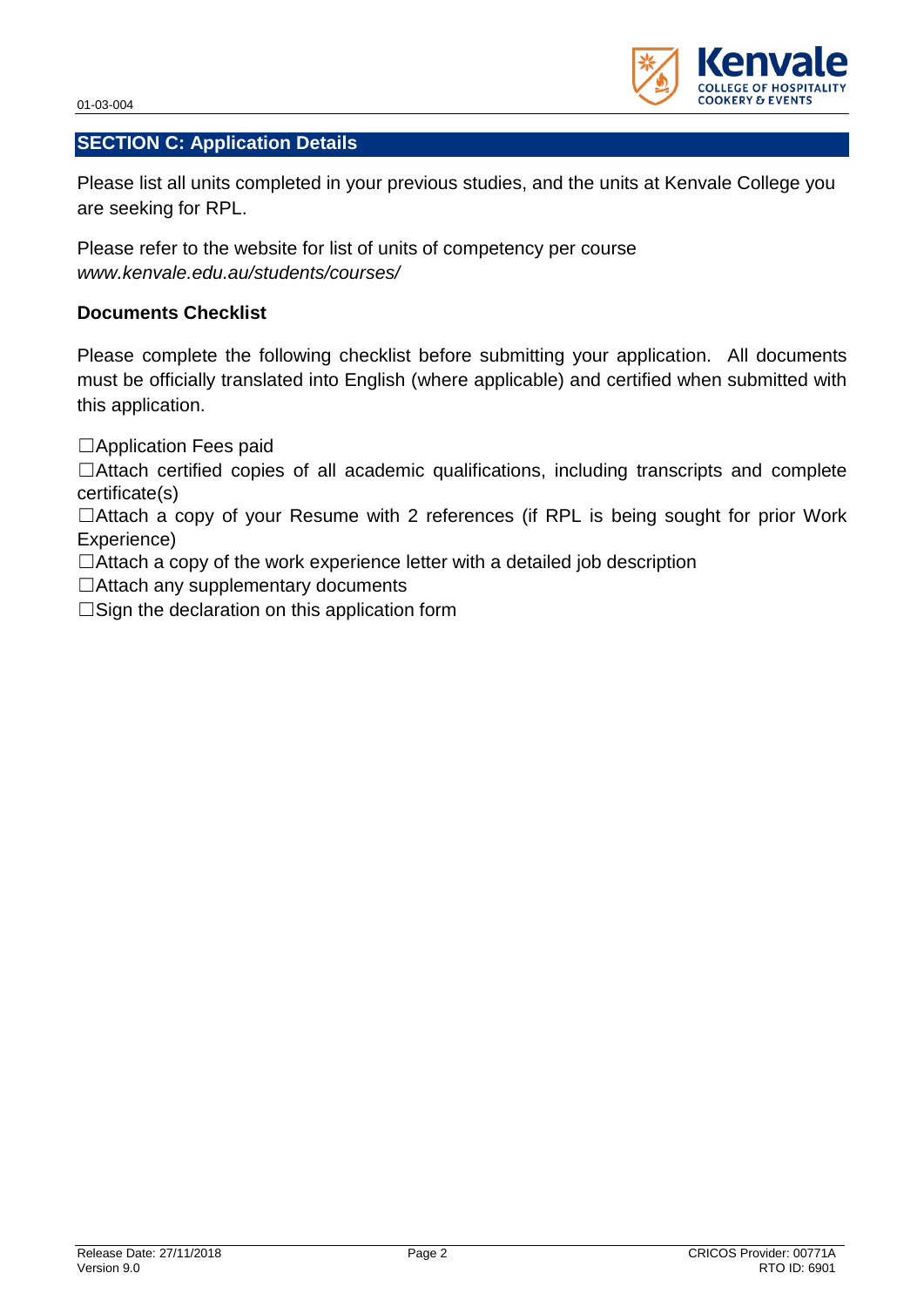## SECTION C: Application Details

Please list all units completed in your previous studies, and the units at Kenvale College you are seeking for RPL.

Please refer to the website for list of units of competency per course
*www.kenvale.edu.au/students/courses/*

### Documents Checklist

Please complete the following checklist before submitting your application. All documents must be officially translated into English (where applicable) and certified when submitted with this application.

☐Application Fees paid

☐Attach certified copies of all academic qualifications, including transcripts and complete certificate(s)

☐Attach a copy of your Resume with 2 references (if RPL is being sought for prior Work Experience)

☐Attach a copy of the work experience letter with a detailed job description

☐Attach any supplementary documents

☐Sign the declaration on this application form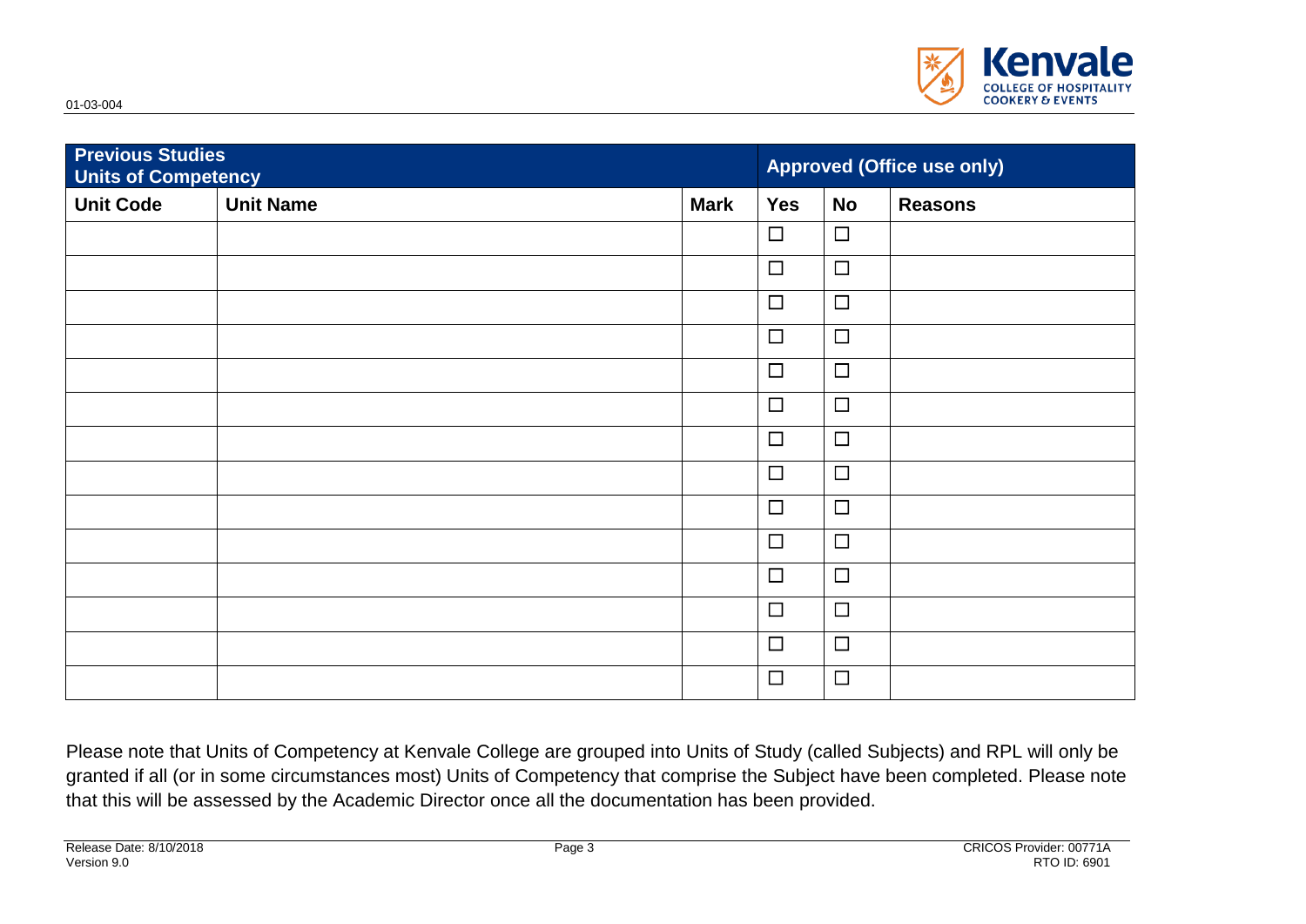| Previous Studies<br>Units of Competency | | | Approved (Office use only) | | |
|---|---|---|---|---|---|
| **Unit Code** | **Unit Name** | **Mark** | **Yes** | **No** | **Reasons** |
| | | | ☐ | ☐ | |
| | | | ☐ | ☐ | |
| | | | ☐ | ☐ | |
| | | | ☐ | ☐ | |
| | | | ☐ | ☐ | |
| | | | ☐ | ☐ | |
| | | | ☐ | ☐ | |
| | | | ☐ | ☐ | |
| | | | ☐ | ☐ | |
| | | | ☐ | ☐ | |
| | | | ☐ | ☐ | |
| | | | ☐ | ☐ | |
| | | | ☐ | ☐ | |
| | | | ☐ | ☐ | |

Please note that Units of Competency at Kenvale College are grouped into Units of Study (called Subjects) and RPL will only be granted if all (or in some circumstances most) Units of Competency that comprise the Subject have been completed. Please note that this will be assessed by the Academic Director once all the documentation has been provided.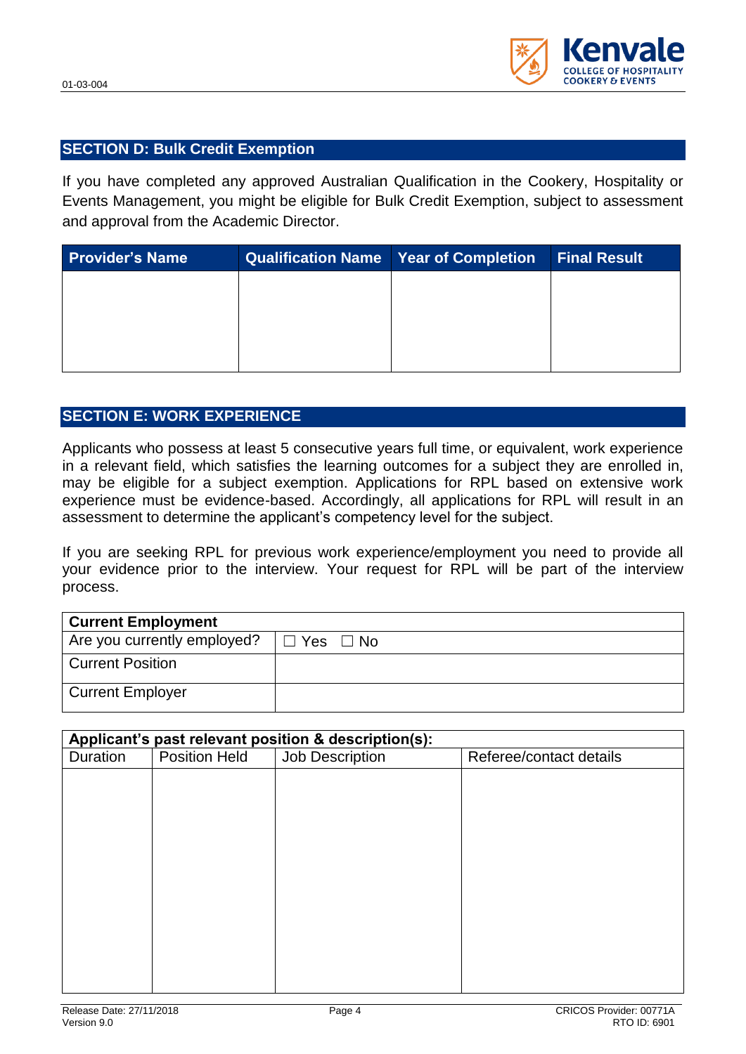## SECTION D: Bulk Credit Exemption

If you have completed any approved Australian Qualification in the Cookery, Hospitality or Events Management, you might be eligible for Bulk Credit Exemption, subject to assessment and approval from the Academic Director.

| Provider's Name | Qualification Name | Year of Completion | Final Result |
|---|---|---|---|
| | | | |

## SECTION E: WORK EXPERIENCE

Applicants who possess at least 5 consecutive years full time, or equivalent, work experience in a relevant field, which satisfies the learning outcomes for a subject they are enrolled in, may be eligible for a subject exemption. Applications for RPL based on extensive work experience must be evidence-based. Accordingly, all applications for RPL will result in an assessment to determine the applicant's competency level for the subject.

If you are seeking RPL for previous work experience/employment you need to provide all your evidence prior to the interview. Your request for RPL will be part of the interview process.

| **Current Employment** | |
|---|---|
| Are you currently employed? | ☐ Yes ☐ No |
| Current Position | |
| Current Employer | |

| **Applicant's past relevant position & description(s):** | | | |
|---|---|---|---|
| Duration | Position Held | Job Description | Referee/contact details |
| | | | |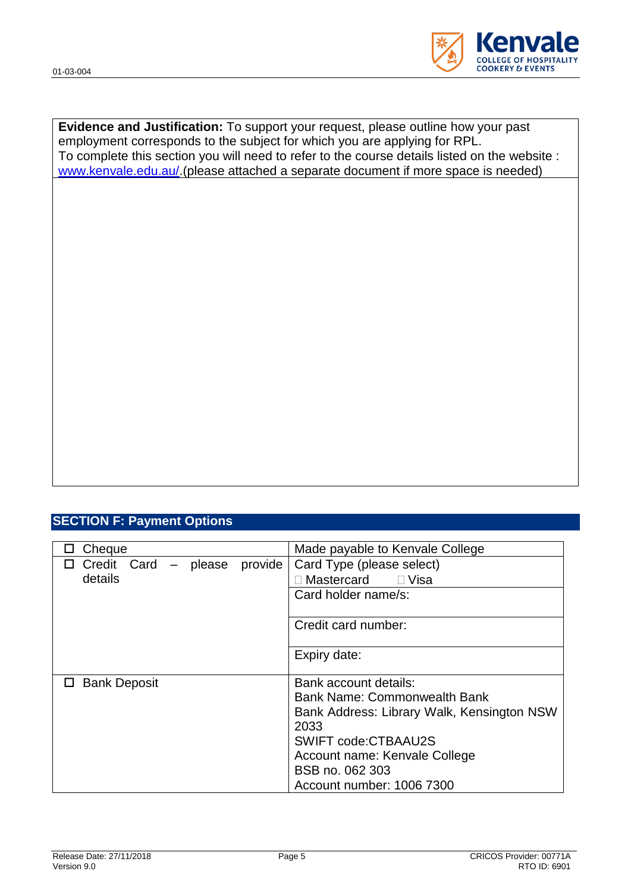**Evidence and Justification:** To support your request, please outline how your past employment corresponds to the subject for which you are applying for RPL.
To complete this section you will need to refer to the course details listed on the website : [www.kenvale.edu.au/](www.kenvale.edu.au/).(please attached a separate document if more space is needed)

## SECTION F: Payment Options

| | |
|---|---|
| ☐ Cheque | Made payable to Kenvale College |
| ☐ Credit Card – please provide details | Card Type (please select)<br>☐ Mastercard ☐ Visa |
| | Card holder name/s: |
| | Credit card number: |
| | Expiry date: |
| ☐ Bank Deposit | Bank account details:<br>Bank Name: Commonwealth Bank<br>Bank Address: Library Walk, Kensington NSW 2033<br>SWIFT code:CTBAAU2S<br>Account name: Kenvale College<br>BSB no. 062 303<br>Account number: 1006 7300 |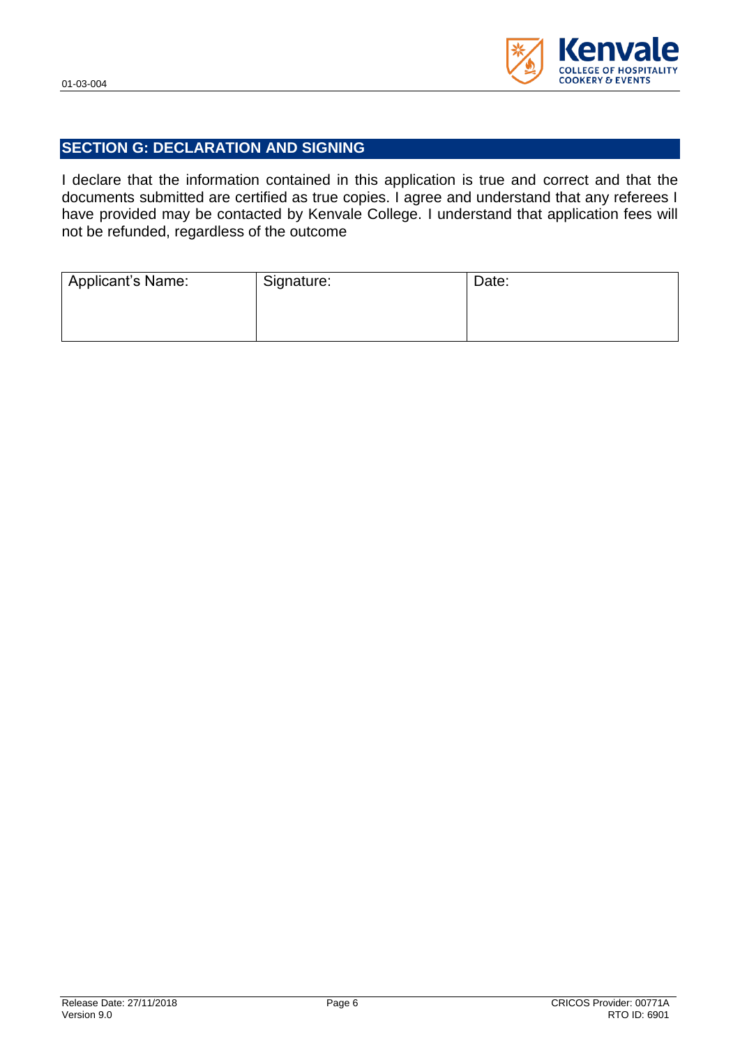## SECTION G: DECLARATION AND SIGNING

I declare that the information contained in this application is true and correct and that the documents submitted are certified as true copies. I agree and understand that any referees I have provided may be contacted by Kenvale College. I understand that application fees will not be refunded, regardless of the outcome

| Applicant's Name: | Signature: | Date: |
|---|---|---|
| | | |